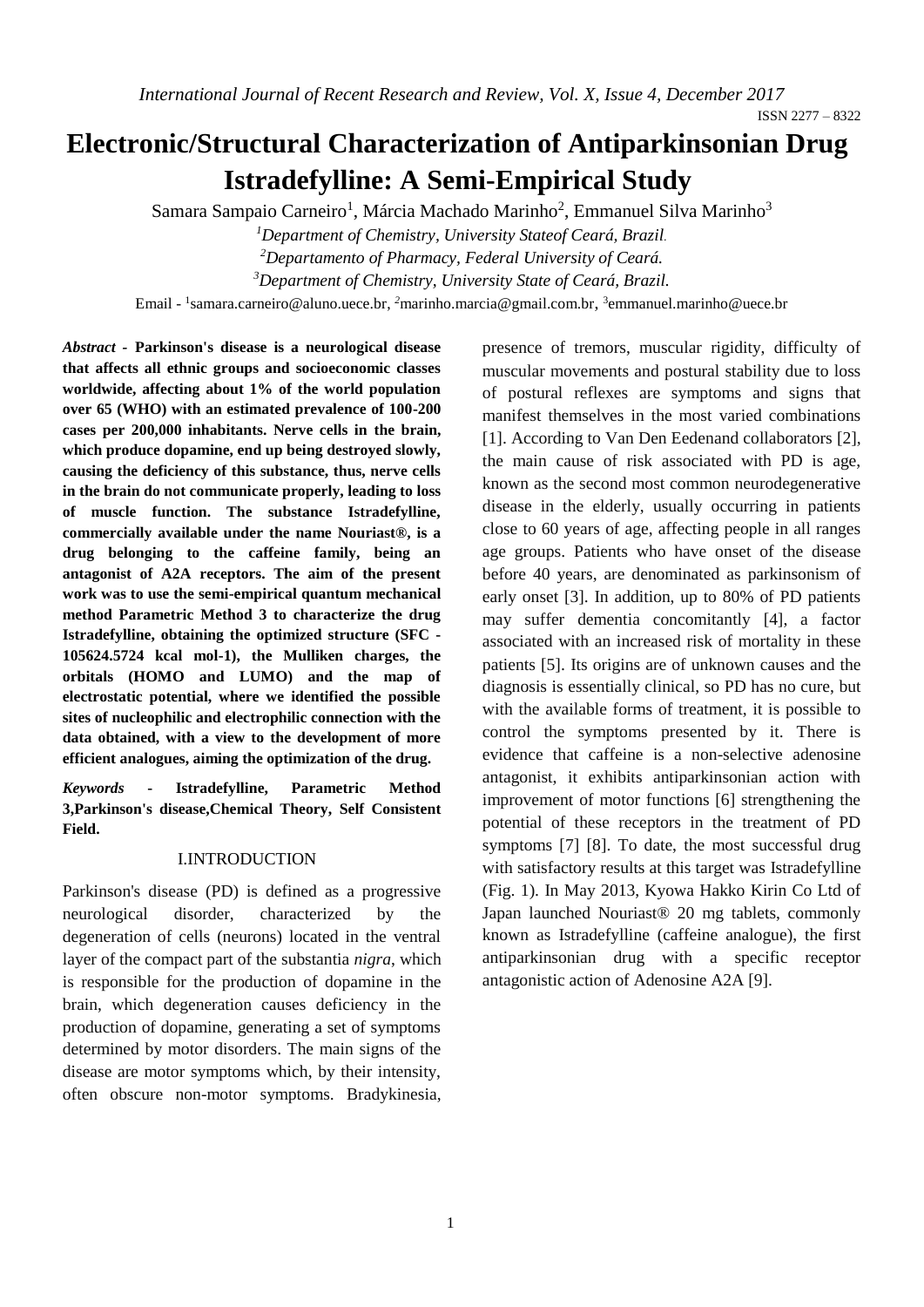ISSN 2277 – 8322

# Electronic/Structural Characterization of Antiparkinsonian Drug Istradefylline: A Semi-Empirical Study

Samara Sampaio Carneiro[1], Márcia Machado Marinho[2], Emmanuel Silva Marinho[3]

[1]*Department of Chemistry, University Stateof Ceará, Brazil.*

[2]*Departamento of Pharmacy, Federal University of Ceará.*

[3]*Department of Chemistry, University State of Ceará, Brazil.*

Email - [1]samara.carneiro@aluno.uece.br, [2]marinho.marcia@gmail.com.br, [3]emmanuel.marinho@uece.br

***Abstract*** **- Parkinson's disease is a neurological disease that affects all ethnic groups and socioeconomic classes worldwide, affecting about 1% of the world population over 65 (WHO) with an estimated prevalence of 100-200 cases per 200,000 inhabitants. Nerve cells in the brain, which produce dopamine, end up being destroyed slowly, causing the deficiency of this substance, thus, nerve cells in the brain do not communicate properly, leading to loss of muscle function. The substance Istradefylline, commercially available under the name Nouriast®, is a drug belonging to the caffeine family, being an antagonist of A2A receptors. The aim of the present work was to use the semi-empirical quantum mechanical method Parametric Method 3 to characterize the drug Istradefylline, obtaining the optimized structure (SFC - 105624.5724 kcal mol-1), the Mulliken charges, the orbitals (HOMO and LUMO) and the map of electrostatic potential, where we identified the possible sites of nucleophilic and electrophilic connection with the data obtained, with a view to the development of more efficient analogues, aiming the optimization of the drug.**

***Keywords*** **- Istradefylline, Parametric Method 3,Parkinson's disease,Chemical Theory, Self Consistent Field.**

## I.INTRODUCTION

Parkinson's disease (PD) is defined as a progressive neurological disorder, characterized by the degeneration of cells (neurons) located in the ventral layer of the compact part of the substantia *nigra*, which is responsible for the production of dopamine in the brain, which degeneration causes deficiency in the production of dopamine, generating a set of symptoms determined by motor disorders. The main signs of the disease are motor symptoms which, by their intensity, often obscure non-motor symptoms. Bradykinesia, presence of tremors, muscular rigidity, difficulty of muscular movements and postural stability due to loss of postural reflexes are symptoms and signs that manifest themselves in the most varied combinations [1]. According to Van Den Eedenand collaborators [2], the main cause of risk associated with PD is age, known as the second most common neurodegenerative disease in the elderly, usually occurring in patients close to 60 years of age, affecting people in all ranges age groups. Patients who have onset of the disease before 40 years, are denominated as parkinsonism of early onset [3]. In addition, up to 80% of PD patients may suffer dementia concomitantly [4], a factor associated with an increased risk of mortality in these patients [5]. Its origins are of unknown causes and the diagnosis is essentially clinical, so PD has no cure, but with the available forms of treatment, it is possible to control the symptoms presented by it. There is evidence that caffeine is a non-selective adenosine antagonist, it exhibits antiparkinsonian action with improvement of motor functions [6] strengthening the potential of these receptors in the treatment of PD symptoms [7] [8]. To date, the most successful drug with satisfactory results at this target was Istradefylline (Fig. 1). In May 2013, Kyowa Hakko Kirin Co Ltd of Japan launched Nouriast® 20 mg tablets, commonly known as Istradefylline (caffeine analogue), the first antiparkinsonian drug with a specific receptor antagonistic action of Adenosine A2A [9].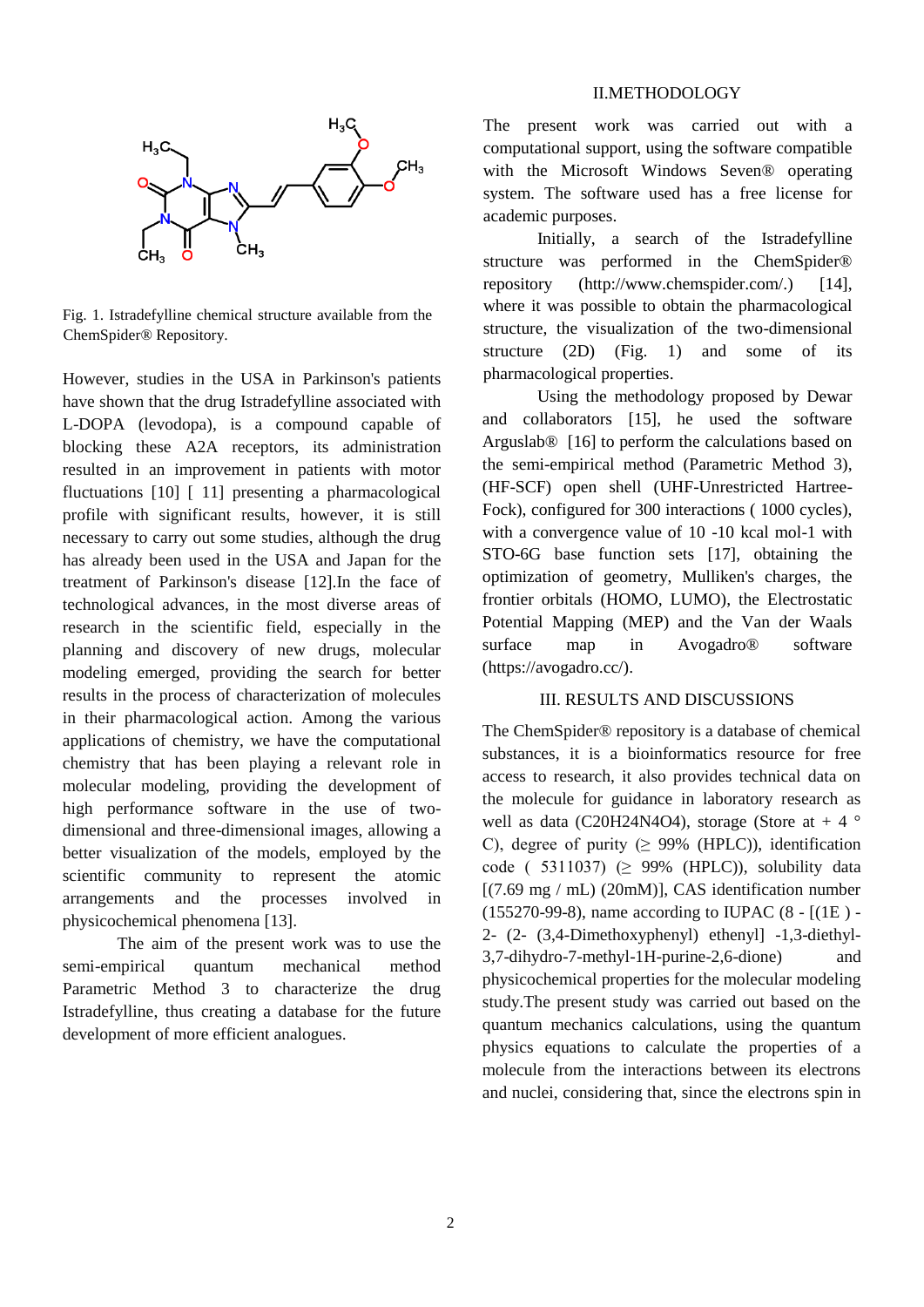Fig. 1. Istradefylline chemical structure available from the ChemSpider® Repository.

However, studies in the USA in Parkinson's patients have shown that the drug Istradefylline associated with L-DOPA (levodopa), is a compound capable of blocking these A2A receptors, its administration resulted in an improvement in patients with motor fluctuations [10] [ 11] presenting a pharmacological profile with significant results, however, it is still necessary to carry out some studies, although the drug has already been used in the USA and Japan for the treatment of Parkinson's disease [12].In the face of technological advances, in the most diverse areas of research in the scientific field, especially in the planning and discovery of new drugs, molecular modeling emerged, providing the search for better results in the process of characterization of molecules in their pharmacological action. Among the various applications of chemistry, we have the computational chemistry that has been playing a relevant role in molecular modeling, providing the development of high performance software in the use of two-dimensional and three-dimensional images, allowing a better visualization of the models, employed by the scientific community to represent the atomic arrangements and the processes involved in physicochemical phenomena [13].

The aim of the present work was to use the semi-empirical quantum mechanical method Parametric Method 3 to characterize the drug Istradefylline, thus creating a database for the future development of more efficient analogues.

## II.METHODOLOGY

The present work was carried out with a computational support, using the software compatible with the Microsoft Windows Seven® operating system. The software used has a free license for academic purposes.

Initially, a search of the Istradefylline structure was performed in the ChemSpider® repository (http://www.chemspider.com/.) [14], where it was possible to obtain the pharmacological structure, the visualization of the two-dimensional structure (2D) (Fig. 1) and some of its pharmacological properties.

Using the methodology proposed by Dewar and collaborators [15], he used the software Arguslab® [16] to perform the calculations based on the semi-empirical method (Parametric Method 3), (HF-SCF) open shell (UHF-Unrestricted Hartree-Fock), configured for 300 interactions ( 1000 cycles), with a convergence value of 10 -10 kcal mol-1 with STO-6G base function sets [17], obtaining the optimization of geometry, Mulliken's charges, the frontier orbitals (HOMO, LUMO), the Electrostatic Potential Mapping (MEP) and the Van der Waals surface map in Avogadro® software (https://avogadro.cc/).

## III. RESULTS AND DISCUSSIONS

The ChemSpider® repository is a database of chemical substances, it is a bioinformatics resource for free access to research, it also provides technical data on the molecule for guidance in laboratory research as well as data ($C_{20}H_{24}N_4O_4$), storage (Store at + 4 ° C), degree of purity (≥ 99% (HPLC)), identification code ( 5311037) (≥ 99% (HPLC)), solubility data [(7.69 mg / mL) (20mM)], CAS identification number (155270-99-8), name according to IUPAC (8 - [(1E ) - 2- (2- (3,4-Dimethoxyphenyl) ethenyl] -1,3-diethyl-3,7-dihydro-7-methyl-1H-purine-2,6-dione) and physicochemical properties for the molecular modeling study.The present study was carried out based on the quantum mechanics calculations, using the quantum physics equations to calculate the properties of a molecule from the interactions between its electrons and nuclei, considering that, since the electrons spin in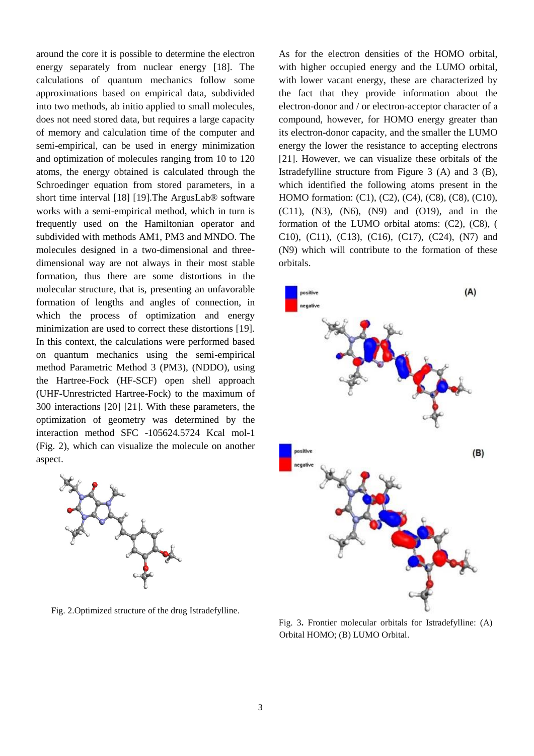around the core it is possible to determine the electron energy separately from nuclear energy [18]. The calculations of quantum mechanics follow some approximations based on empirical data, subdivided into two methods, ab initio applied to small molecules, does not need stored data, but requires a large capacity of memory and calculation time of the computer and semi-empirical, can be used in energy minimization and optimization of molecules ranging from 10 to 120 atoms, the energy obtained is calculated through the Schroedinger equation from stored parameters, in a short time interval [18] [19].The ArgusLab® software works with a semi-empirical method, which in turn is frequently used on the Hamiltonian operator and subdivided with methods AM1, PM3 and MNDO. The molecules designed in a two-dimensional and three-dimensional way are not always in their most stable formation, thus there are some distortions in the molecular structure, that is, presenting an unfavorable formation of lengths and angles of connection, in which the process of optimization and energy minimization are used to correct these distortions [19]. In this context, the calculations were performed based on quantum mechanics using the semi-empirical method Parametric Method 3 (PM3), (NDDO), using the Hartree-Fock (HF-SCF) open shell approach (UHF-Unrestricted Hartree-Fock) to the maximum of 300 interactions [20] [21]. With these parameters, the optimization of geometry was determined by the interaction method SFC -105624.5724 Kcal mol-1 (Fig. 2), which can visualize the molecule on another aspect.

Fig. 2.Optimized structure of the drug Istradefylline.

As for the electron densities of the HOMO orbital, with higher occupied energy and the LUMO orbital, with lower vacant energy, these are characterized by the fact that they provide information about the electron-donor and / or electron-acceptor character of a compound, however, for HOMO energy greater than its electron-donor capacity, and the smaller the LUMO energy the lower the resistance to accepting electrons [21]. However, we can visualize these orbitals of the Istradefylline structure from Figure 3 (A) and 3 (B), which identified the following atoms present in the HOMO formation: (C1), (C2), (C4), (C8), (C8), (C10), (C11), (N3), (N6), (N9) and (O19), and in the formation of the LUMO orbital atoms: (C2), (C8), ( C10), (C11), (C13), (C16), (C17), (C24), (N7) and (N9) which will contribute to the formation of these orbitals.

positive
negative
(A)

positive
negative
(B)

Fig. 3. Frontier molecular orbitals for Istradefylline: (A) Orbital HOMO; (B) LUMO Orbital.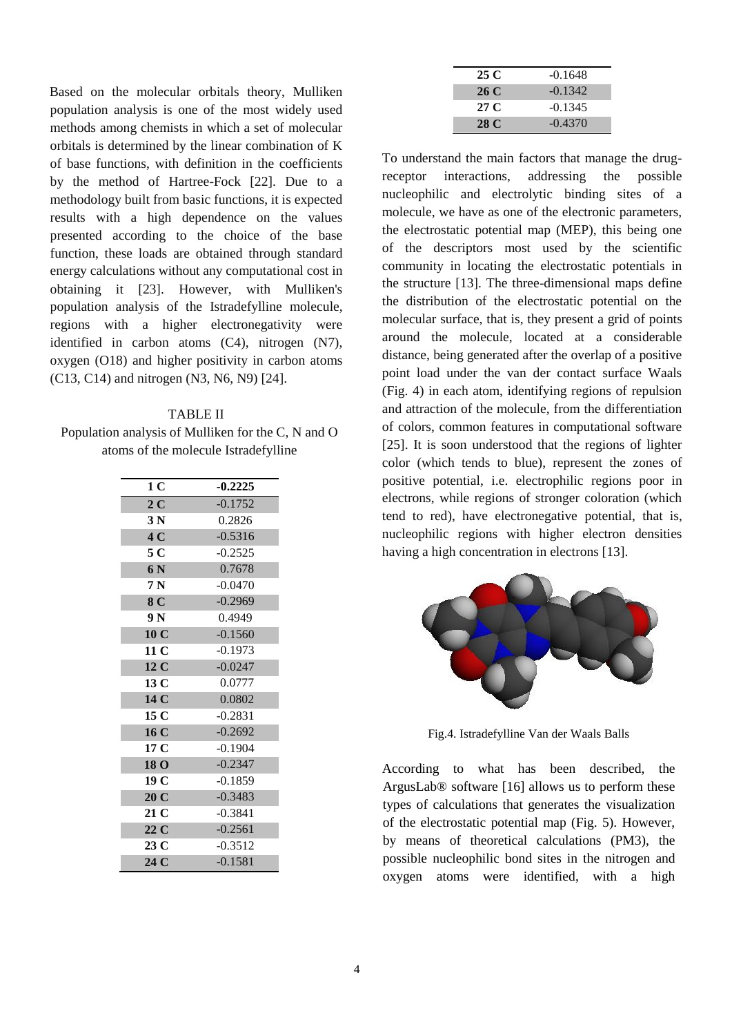Based on the molecular orbitals theory, Mulliken population analysis is one of the most widely used methods among chemists in which a set of molecular orbitals is determined by the linear combination of K of base functions, with definition in the coefficients by the method of Hartree-Fock [22]. Due to a methodology built from basic functions, it is expected results with a high dependence on the values presented according to the choice of the base function, these loads are obtained through standard energy calculations without any computational cost in obtaining it [23]. However, with Mulliken's population analysis of the Istradefylline molecule, regions with a higher electronegativity were identified in carbon atoms (C4), nitrogen (N7), oxygen (O18) and higher positivity in carbon atoms (C13, C14) and nitrogen (N3, N6, N9) [24].

TABLE II

Population analysis of Mulliken for the C, N and O atoms of the molecule Istradefylline

| **1 C** | **-0.2225** |
|---|---|
| **2 C** | -0.1752 |
| **3 N** | 0.2826 |
| **4 C** | -0.5316 |
| **5 C** | -0.2525 |
| **6 N** | 0.7678 |
| **7 N** | -0.0470 |
| **8 C** | -0.2969 |
| **9 N** | 0.4949 |
| **10 C** | -0.1560 |
| **11 C** | -0.1973 |
| **12 C** | -0.0247 |
| **13 C** | 0.0777 |
| **14 C** | 0.0802 |
| **15 C** | -0.2831 |
| **16 C** | -0.2692 |
| **17 C** | -0.1904 |
| **18 O** | -0.2347 |
| **19 C** | -0.1859 |
| **20 C** | -0.3483 |
| **21 C** | -0.3841 |
| **22 C** | -0.2561 |
| **23 C** | -0.3512 |
| **24 C** | -0.1581 |
| **25 C** | -0.1648 |
| **26 C** | -0.1342 |
| **27 C** | -0.1345 |
| **28 C** | -0.4370 |

To understand the main factors that manage the drug-receptor interactions, addressing the possible nucleophilic and electrolytic binding sites of a molecule, we have as one of the electronic parameters, the electrostatic potential map (MEP), this being one of the descriptors most used by the scientific community in locating the electrostatic potentials in the structure [13]. The three-dimensional maps define the distribution of the electrostatic potential on the molecular surface, that is, they present a grid of points around the molecule, located at a considerable distance, being generated after the overlap of a positive point load under the van der contact surface Waals (Fig. 4) in each atom, identifying regions of repulsion and attraction of the molecule, from the differentiation of colors, common features in computational software [25]. It is soon understood that the regions of lighter color (which tends to blue), represent the zones of positive potential, i.e. electrophilic regions poor in electrons, while regions of stronger coloration (which tend to red), have electronegative potential, that is, nucleophilic regions with higher electron densities having a high concentration in electrons [13].

Fig.4. Istradefylline Van der Waals Balls

According to what has been described, the ArgusLab® software [16] allows us to perform these types of calculations that generates the visualization of the electrostatic potential map (Fig. 5). However, by means of theoretical calculations (PM3), the possible nucleophilic bond sites in the nitrogen and oxygen atoms were identified, with a high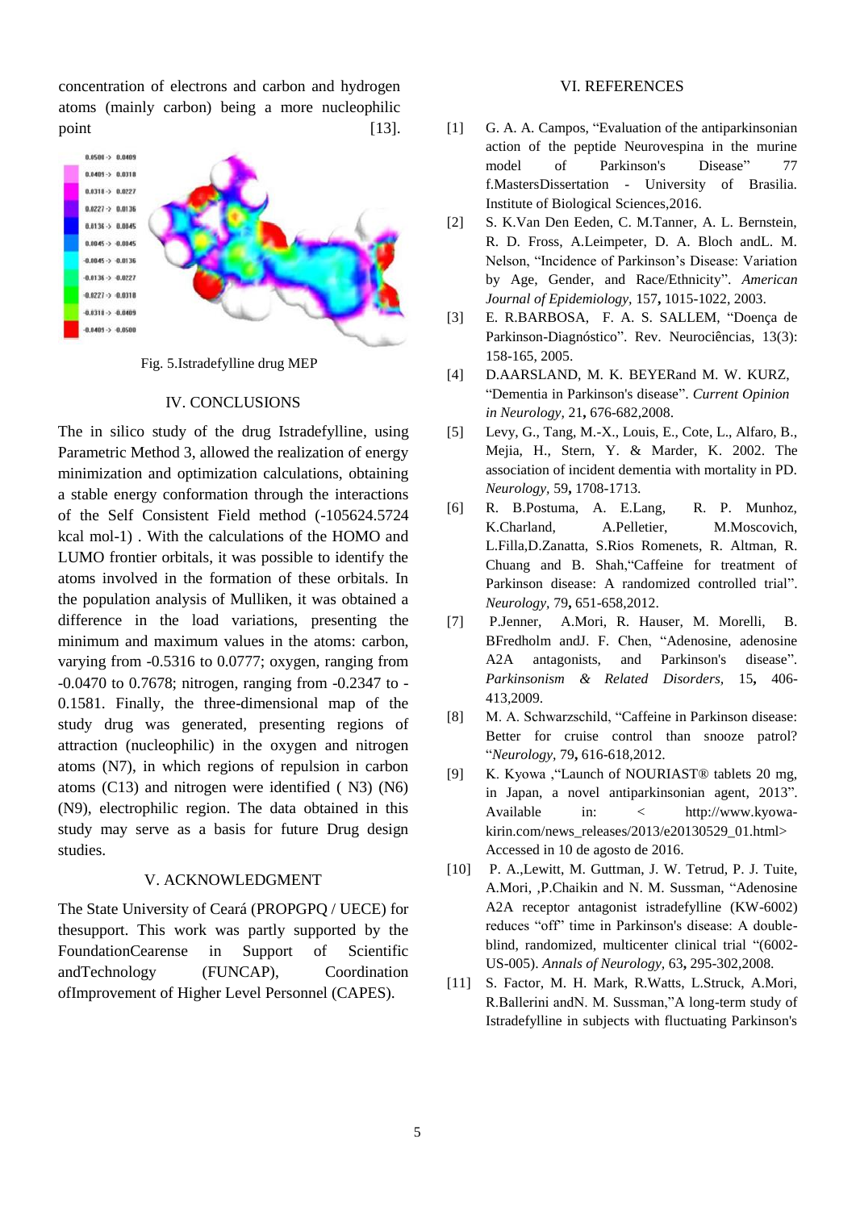concentration of electrons and carbon and hydrogen atoms (mainly carbon) being a more nucleophilic point [13].

0.0500 -> 0.0409
0.0409 -> 0.0318
0.0318 -> 0.0227
0.0227 -> 0.0136
0.0136 -> 0.0045
0.0045 -> -0.0045
-0.0045 -> -0.0136
-0.0136 -> -0.0227
-0.0227 -> -0.0318
-0.0318 -> -0.0409
-0.0409 -> -0.0500

Fig. 5.Istradefylline drug MEP

## IV. CONCLUSIONS

The in silico study of the drug Istradefylline, using Parametric Method 3, allowed the realization of energy minimization and optimization calculations, obtaining a stable energy conformation through the interactions of the Self Consistent Field method (-105624.5724 kcal mol-1) . With the calculations of the HOMO and LUMO frontier orbitals, it was possible to identify the atoms involved in the formation of these orbitals. In the population analysis of Mulliken, it was obtained a difference in the load variations, presenting the minimum and maximum values in the atoms: carbon, varying from -0.5316 to 0.0777; oxygen, ranging from -0.0470 to 0.7678; nitrogen, ranging from -0.2347 to -0.1581. Finally, the three-dimensional map of the study drug was generated, presenting regions of attraction (nucleophilic) in the oxygen and nitrogen atoms (N7), in which regions of repulsion in carbon atoms (C13) and nitrogen were identified ( N3) (N6) (N9), electrophilic region. The data obtained in this study may serve as a basis for future Drug design studies.

## V. ACKNOWLEDGMENT

The State University of Ceará (PROPGPQ / UECE) for thesupport. This work was partly supported by the FoundationCearense in Support of Scientific andTechnology (FUNCAP), Coordination ofImprovement of Higher Level Personnel (CAPES).

## VI. REFERENCES

[1] G. A. A. Campos, "Evaluation of the antiparkinsonian action of the peptide Neurovespina in the murine model of Parkinson's Disease" 77 f.MastersDissertation - University of Brasilia. Institute of Biological Sciences,2016.

[2] S. K.Van Den Eeden, C. M.Tanner, A. L. Bernstein, R. D. Fross, A.Leimpeter, D. A. Bloch andL. M. Nelson, "Incidence of Parkinson's Disease: Variation by Age, Gender, and Race/Ethnicity". *American Journal of Epidemiology*, 157**,** 1015-1022, 2003.

[3] E. R.BARBOSA, F. A. S. SALLEM, "Doença de Parkinson-Diagnóstico". Rev. Neurociências, 13(3): 158-165, 2005.

[4] D.AARSLAND, M. K. BEYERand M. W. KURZ, "Dementia in Parkinson's disease". *Current Opinion in Neurology*, 21**,** 676-682,2008.

[5] Levy, G., Tang, M.-X., Louis, E., Cote, L., Alfaro, B., Mejia, H., Stern, Y. & Marder, K. 2002. The association of incident dementia with mortality in PD. *Neurology*, 59**,** 1708-1713.

[6] R. B.Postuma, A. E.Lang, R. P. Munhoz, K.Charland, A.Pelletier, M.Moscovich, L.Filla,D.Zanatta, S.Rios Romenets, R. Altman, R. Chuang and B. Shah,"Caffeine for treatment of Parkinson disease: A randomized controlled trial". *Neurology*, 79**,** 651-658,2012.

[7] P.Jenner, A.Mori, R. Hauser, M. Morelli, B. BFredholm andJ. F. Chen, "Adenosine, adenosine A2A antagonists, and Parkinson's disease". *Parkinsonism & Related Disorders*, 15**,** 406-413,2009.

[8] M. A. Schwarzschild, "Caffeine in Parkinson disease: Better for cruise control than snooze patrol? "*Neurology*, 79**,** 616-618,2012.

[9] K. Kyowa ,"Launch of NOURIAST® tablets 20 mg, in Japan, a novel antiparkinsonian agent, 2013". Available in: < http://www.kyowa-kirin.com/news_releases/2013/e20130529_01.html> Accessed in 10 de agosto de 2016.

[10] P. A.,Lewitt, M. Guttman, J. W. Tetrud, P. J. Tuite, A.Mori, ,P.Chaikin and N. M. Sussman, "Adenosine A2A receptor antagonist istradefylline (KW-6002) reduces "off" time in Parkinson's disease: A double-blind, randomized, multicenter clinical trial "(6002-US-005). *Annals of Neurology*, 63**,** 295-302,2008.

[11] S. Factor, M. H. Mark, R.Watts, L.Struck, A.Mori, R.Ballerini andN. M. Sussman,"A long-term study of Istradefylline in subjects with fluctuating Parkinson's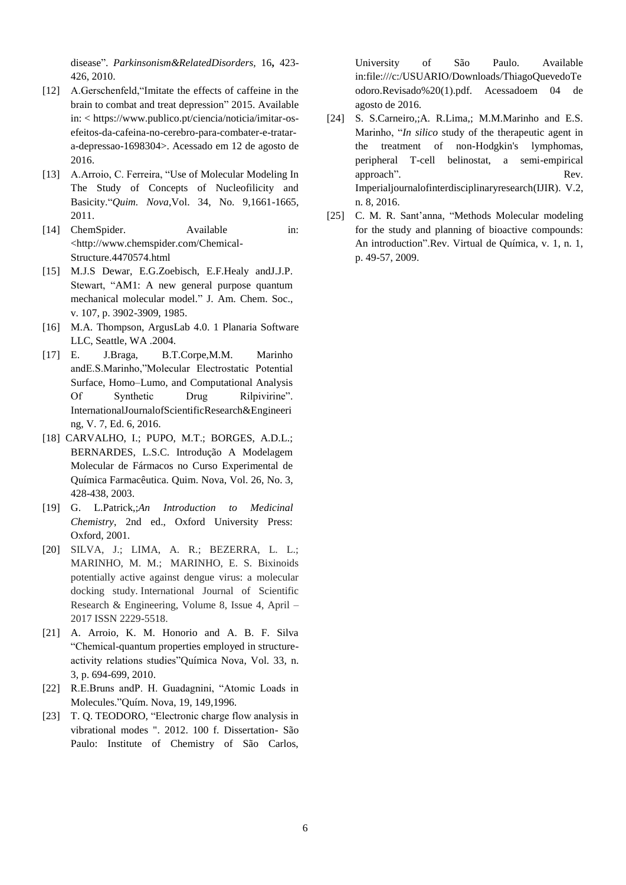disease". *Parkinsonism&RelatedDisorders,* 16**,** 423-426, 2010.

[12] A.Gerschenfeld,"Imitate the effects of caffeine in the brain to combat and treat depression" 2015. Available in: < https://www.publico.pt/ciencia/noticia/imitar-os-efeitos-da-cafeina-no-cerebro-para-combater-e-tratar-a-depressao-1698304>. Acessado em 12 de agosto de 2016.

[13] A.Arroio, C. Ferreira, "Use of Molecular Modeling In The Study of Concepts of Nucleofilicity and Basicity."*Quim. Nova*,Vol. 34, No. 9,1661-1665, 2011.

[14] ChemSpider. Available in: <http://www.chemspider.com/Chemical-Structure.4470574.html

[15] M.J.S Dewar, E.G.Zoebisch, E.F.Healy andJ.J.P. Stewart, "AM1: A new general purpose quantum mechanical molecular model." J. Am. Chem. Soc., v. 107, p. 3902-3909, 1985.

[16] M.A. Thompson, ArgusLab 4.0. 1 Planaria Software LLC, Seattle, WA .2004.

[17] E. J.Braga, B.T.Corpe,M.M. Marinho andE.S.Marinho,"Molecular Electrostatic Potential Surface, Homo–Lumo, and Computational Analysis Of Synthetic Drug Rilpivirine". InternationalJournalofScientificResearch&Engineering, V. 7, Ed. 6, 2016.

[18] CARVALHO, I.; PUPO, M.T.; BORGES, A.D.L.; BERNARDES, L.S.C. Introdução A Modelagem Molecular de Fármacos no Curso Experimental de Química Farmacêutica. Quim. Nova, Vol. 26, No. 3, 428-438, 2003.

[19] G. L.Patrick,;*An Introduction to Medicinal Chemistry*, 2nd ed., Oxford University Press: Oxford, 2001.

[20] SILVA, J.; LIMA, A. R.; BEZERRA, L. L.; MARINHO, M. M.; MARINHO, E. S. Bixinoids potentially active against dengue virus: a molecular docking study. International Journal of Scientific Research & Engineering, Volume 8, Issue 4, April – 2017 ISSN 2229-5518.

[21] A. Arroio, K. M. Honorio and A. B. F. Silva "Chemical-quantum properties employed in structure-activity relations studies"Química Nova, Vol. 33, n. 3, p. 694-699, 2010.

[22] R.E.Bruns andP. H. Guadagnini, "Atomic Loads in Molecules."Quím. Nova, 19, 149,1996.

[23] T. Q. TEODORO, "Electronic charge flow analysis in vibrational modes ". 2012. 100 f. Dissertation- São Paulo: Institute of Chemistry of São Carlos, University of São Paulo. Available in:file:///c:/USUARIO/Downloads/ThiagoQuevedoTeodoro.Revisado%20(1).pdf. Acessadoem 04 de agosto de 2016.

[24] S. S.Carneiro,;A. R.Lima,; M.M.Marinho and E.S. Marinho, "*In silico* study of the therapeutic agent in the treatment of non-Hodgkin's lymphomas, peripheral T-cell belinostat, a semi-empirical approach". Rev. Imperialjournalofinterdisciplinaryresearch(IJIR). V.2, n. 8, 2016.

[25] C. M. R. Sant'anna, "Methods Molecular modeling for the study and planning of bioactive compounds: An introduction".Rev. Virtual de Química, v. 1, n. 1, p. 49-57, 2009.